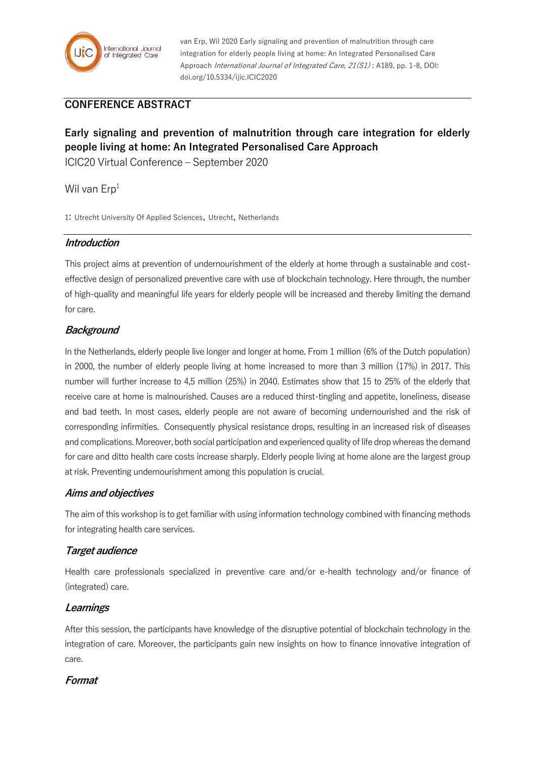van Erp, Wil 2020 Early signaling and prevention of malnutrition through care integration for elderly people living at home: An Integrated Personalised Care Approach *International Journal of Integrated Care, 21(S1)* : A189, pp. 1-8, DOI: doi.org/10.5334/ijic.ICIC2020

## CONFERENCE ABSTRACT

# Early signaling and prevention of malnutrition through care integration for elderly people living at home: An Integrated Personalised Care Approach

ICIC20 Virtual Conference – September 2020

Wil van Erp[1]

1: Utrecht University Of Applied Sciences, Utrecht, Netherlands

### *Introduction*

This project aims at prevention of undernourishment of the elderly at home through a sustainable and cost-effective design of personalized preventive care with use of blockchain technology. Here through, the number of high-quality and meaningful life years for elderly people will be increased and thereby limiting the demand for care.

### *Background*

In the Netherlands, elderly people live longer and longer at home. From 1 million (6% of the Dutch population) in 2000, the number of elderly people living at home increased to more than 3 million (17%) in 2017. This number will further increase to 4,5 million (25%) in 2040. Estimates show that 15 to 25% of the elderly that receive care at home is malnourished. Causes are a reduced thirst-tingling and appetite, loneliness, disease and bad teeth. In most cases, elderly people are not aware of becoming undernourished and the risk of corresponding infirmities. Consequently physical resistance drops, resulting in an increased risk of diseases and complications. Moreover, both social participation and experienced quality of life drop whereas the demand for care and ditto health care costs increase sharply. Elderly people living at home alone are the largest group at risk. Preventing undernourishment among this population is crucial.

### *Aims and objectives*

The aim of this workshop is to get familiar with using information technology combined with financing methods for integrating health care services.

### *Target audience*

Health care professionals specialized in preventive care and/or e-health technology and/or finance of (integrated) care.

### *Learnings*

After this session, the participants have knowledge of the disruptive potential of blockchain technology in the integration of care. Moreover, the participants gain new insights on how to finance innovative integration of care.

### *Format*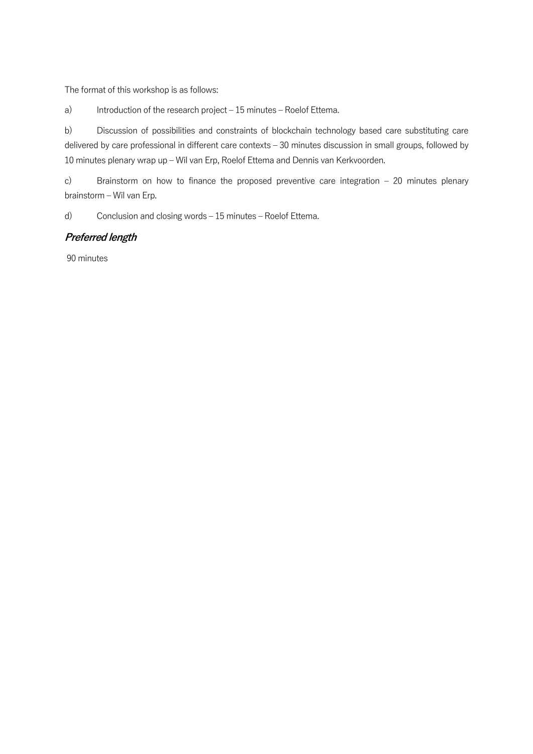The format of this workshop is as follows:

a) Introduction of the research project – 15 minutes – Roelof Ettema.

b) Discussion of possibilities and constraints of blockchain technology based care substituting care delivered by care professional in different care contexts – 30 minutes discussion in small groups, followed by 10 minutes plenary wrap up – Wil van Erp, Roelof Ettema and Dennis van Kerkvoorden.

c) Brainstorm on how to finance the proposed preventive care integration – 20 minutes plenary brainstorm – Wil van Erp.

d) Conclusion and closing words – 15 minutes – Roelof Ettema.

### *Preferred length*

90 minutes